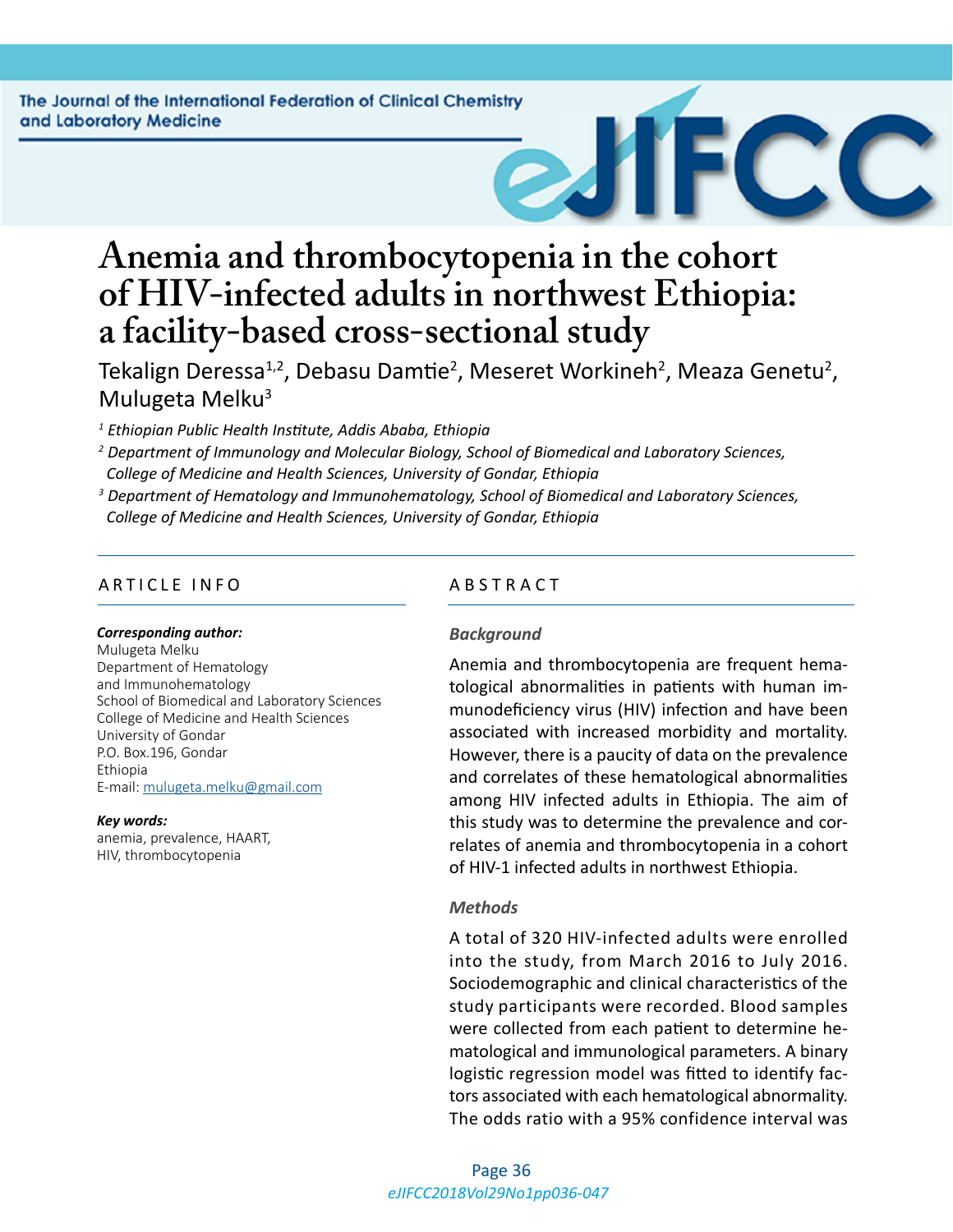# Anemia and thrombocytopenia in the cohort of HIV-infected adults in northwest Ethiopia: a facility-based cross-sectional study

Tekalign Deressa[1,2], Debasu Damtie[2], Meseret Workineh[2], Meaza Genetu[2], Mulugeta Melku[3]

*[1] Ethiopian Public Health Institute, Addis Ababa, Ethiopia*

*[2] Department of Immunology and Molecular Biology, School of Biomedical and Laboratory Sciences, College of Medicine and Health Sciences, University of Gondar, Ethiopia*

*[3] Department of Hematology and Immunohematology, School of Biomedical and Laboratory Sciences, College of Medicine and Health Sciences, University of Gondar, Ethiopia*

## ARTICLE INFO

***Corresponding author:***
Mulugeta Melku
Department of Hematology and Immunohematology
School of Biomedical and Laboratory Sciences
College of Medicine and Health Sciences
University of Gondar
P.O. Box.196, Gondar
Ethiopia
E-mail: mulugeta.melku@gmail.com

***Key words:***
anemia, prevalence, HAART, HIV, thrombocytopenia

## ABSTRACT

### *Background*

Anemia and thrombocytopenia are frequent hematological abnormalities in patients with human immunodeficiency virus (HIV) infection and have been associated with increased morbidity and mortality. However, there is a paucity of data on the prevalence and correlates of these hematological abnormalities among HIV infected adults in Ethiopia. The aim of this study was to determine the prevalence and correlates of anemia and thrombocytopenia in a cohort of HIV-1 infected adults in northwest Ethiopia.

### *Methods*

A total of 320 HIV-infected adults were enrolled into the study, from March 2016 to July 2016. Sociodemographic and clinical characteristics of the study participants were recorded. Blood samples were collected from each patient to determine hematological and immunological parameters. A binary logistic regression model was fitted to identify factors associated with each hematological abnormality. The odds ratio with a 95% confidence interval was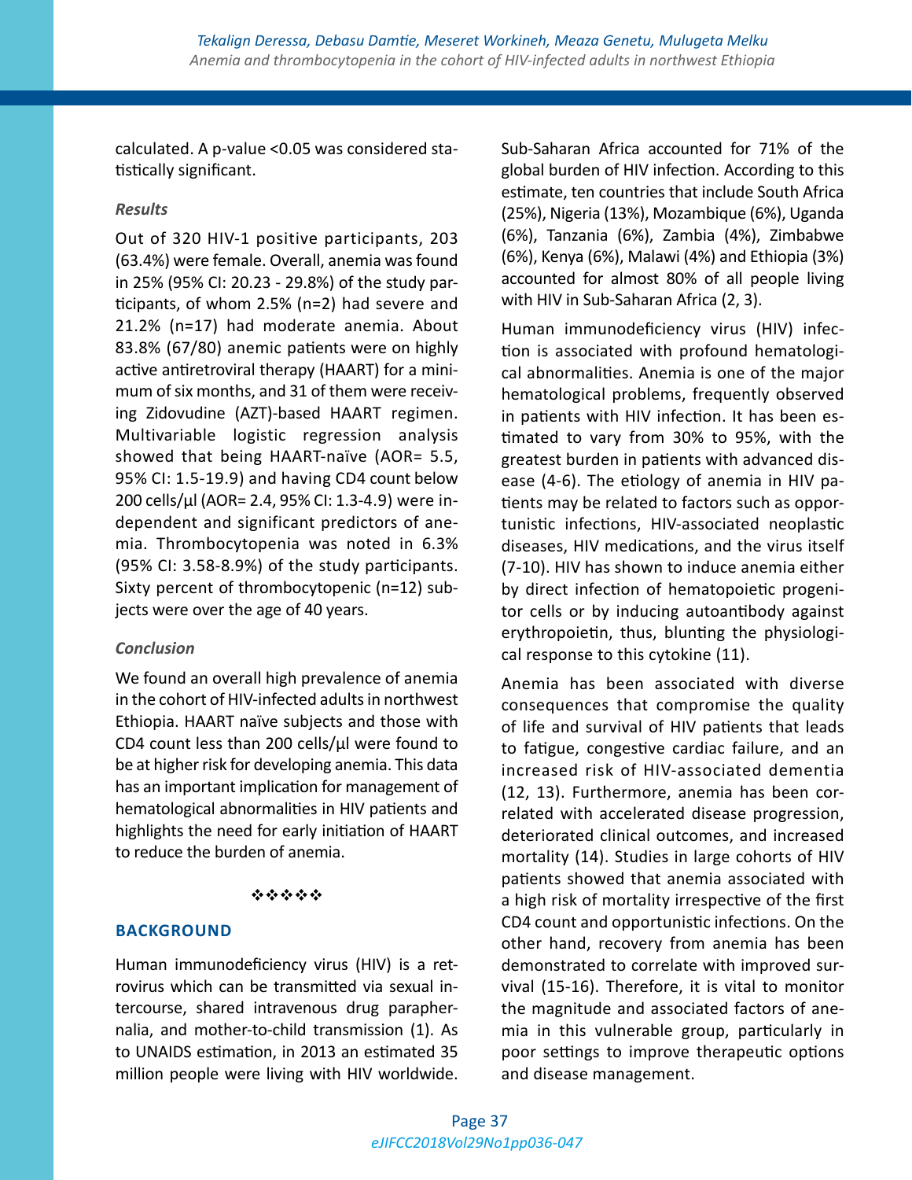calculated. A p-value <0.05 was considered statistically significant.

*Results*

Out of 320 HIV-1 positive participants, 203 (63.4%) were female. Overall, anemia was found in 25% (95% CI: 20.23 - 29.8%) of the study participants, of whom 2.5% (n=2) had severe and 21.2% (n=17) had moderate anemia. About 83.8% (67/80) anemic patients were on highly active antiretroviral therapy (HAART) for a minimum of six months, and 31 of them were receiving Zidovudine (AZT)-based HAART regimen. Multivariable logistic regression analysis showed that being HAART-naïve (AOR= 5.5, 95% CI: 1.5-19.9) and having CD4 count below 200 cells/µl (AOR= 2.4, 95% CI: 1.3-4.9) were independent and significant predictors of anemia. Thrombocytopenia was noted in 6.3% (95% CI: 3.58-8.9%) of the study participants. Sixty percent of thrombocytopenic (n=12) subjects were over the age of 40 years.

*Conclusion*

We found an overall high prevalence of anemia in the cohort of HIV-infected adults in northwest Ethiopia. HAART naïve subjects and those with CD4 count less than 200 cells/µl were found to be at higher risk for developing anemia. This data has an important implication for management of hematological abnormalities in HIV patients and highlights the need for early initiation of HAART to reduce the burden of anemia.

❖❖❖❖❖

## BACKGROUND

Human immunodeficiency virus (HIV) is a retrovirus which can be transmitted via sexual intercourse, shared intravenous drug paraphernalia, and mother-to-child transmission (1). As to UNAIDS estimation, in 2013 an estimated 35 million people were living with HIV worldwide. Sub-Saharan Africa accounted for 71% of the global burden of HIV infection. According to this estimate, ten countries that include South Africa (25%), Nigeria (13%), Mozambique (6%), Uganda (6%), Tanzania (6%), Zambia (4%), Zimbabwe (6%), Kenya (6%), Malawi (4%) and Ethiopia (3%) accounted for almost 80% of all people living with HIV in Sub-Saharan Africa (2, 3).

Human immunodeficiency virus (HIV) infection is associated with profound hematological abnormalities. Anemia is one of the major hematological problems, frequently observed in patients with HIV infection. It has been estimated to vary from 30% to 95%, with the greatest burden in patients with advanced disease (4-6). The etiology of anemia in HIV patients may be related to factors such as opportunistic infections, HIV-associated neoplastic diseases, HIV medications, and the virus itself (7-10). HIV has shown to induce anemia either by direct infection of hematopoietic progenitor cells or by inducing autoantibody against erythropoietin, thus, blunting the physiological response to this cytokine (11).

Anemia has been associated with diverse consequences that compromise the quality of life and survival of HIV patients that leads to fatigue, congestive cardiac failure, and an increased risk of HIV-associated dementia (12, 13). Furthermore, anemia has been correlated with accelerated disease progression, deteriorated clinical outcomes, and increased mortality (14). Studies in large cohorts of HIV patients showed that anemia associated with a high risk of mortality irrespective of the first CD4 count and opportunistic infections. On the other hand, recovery from anemia has been demonstrated to correlate with improved survival (15-16). Therefore, it is vital to monitor the magnitude and associated factors of anemia in this vulnerable group, particularly in poor settings to improve therapeutic options and disease management.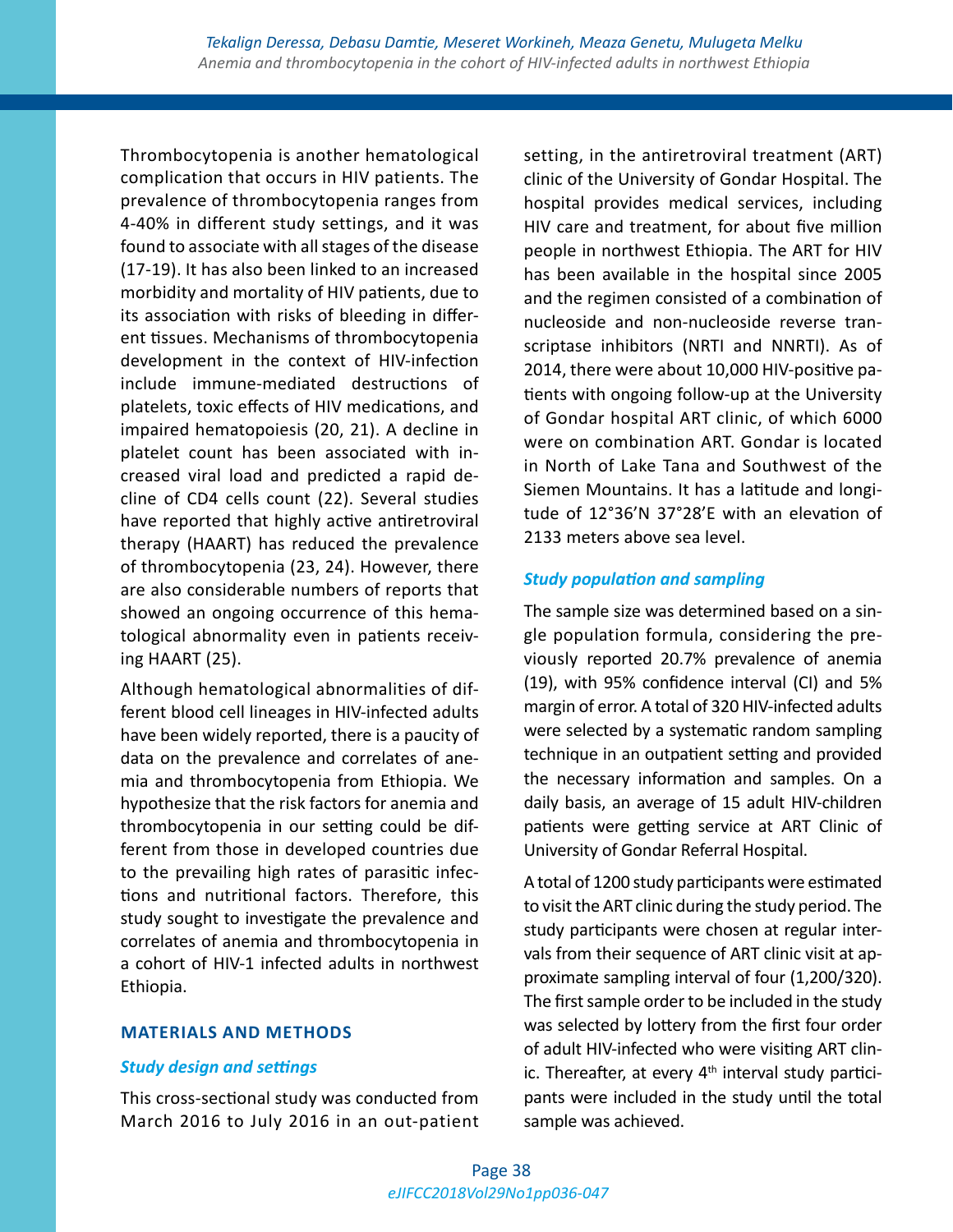Thrombocytopenia is another hematological complication that occurs in HIV patients. The prevalence of thrombocytopenia ranges from 4-40% in different study settings, and it was found to associate with all stages of the disease (17-19). It has also been linked to an increased morbidity and mortality of HIV patients, due to its association with risks of bleeding in different tissues. Mechanisms of thrombocytopenia development in the context of HIV-infection include immune-mediated destructions of platelets, toxic effects of HIV medications, and impaired hematopoiesis (20, 21). A decline in platelet count has been associated with increased viral load and predicted a rapid decline of CD4 cells count (22). Several studies have reported that highly active antiretroviral therapy (HAART) has reduced the prevalence of thrombocytopenia (23, 24). However, there are also considerable numbers of reports that showed an ongoing occurrence of this hematological abnormality even in patients receiving HAART (25).

Although hematological abnormalities of different blood cell lineages in HIV-infected adults have been widely reported, there is a paucity of data on the prevalence and correlates of anemia and thrombocytopenia from Ethiopia. We hypothesize that the risk factors for anemia and thrombocytopenia in our setting could be different from those in developed countries due to the prevailing high rates of parasitic infections and nutritional factors. Therefore, this study sought to investigate the prevalence and correlates of anemia and thrombocytopenia in a cohort of HIV-1 infected adults in northwest Ethiopia.

## MATERIALS AND METHODS

### *Study design and settings*

This cross-sectional study was conducted from March 2016 to July 2016 in an out-patient setting, in the antiretroviral treatment (ART) clinic of the University of Gondar Hospital. The hospital provides medical services, including HIV care and treatment, for about five million people in northwest Ethiopia. The ART for HIV has been available in the hospital since 2005 and the regimen consisted of a combination of nucleoside and non-nucleoside reverse transcriptase inhibitors (NRTI and NNRTI). As of 2014, there were about 10,000 HIV-positive patients with ongoing follow-up at the University of Gondar hospital ART clinic, of which 6000 were on combination ART. Gondar is located in North of Lake Tana and Southwest of the Siemen Mountains. It has a latitude and longitude of 12°36'N 37°28'E with an elevation of 2133 meters above sea level.

### *Study population and sampling*

The sample size was determined based on a single population formula, considering the previously reported 20.7% prevalence of anemia (19), with 95% confidence interval (CI) and 5% margin of error. A total of 320 HIV-infected adults were selected by a systematic random sampling technique in an outpatient setting and provided the necessary information and samples. On a daily basis, an average of 15 adult HIV-children patients were getting service at ART Clinic of University of Gondar Referral Hospital.

A total of 1200 study participants were estimated to visit the ART clinic during the study period. The study participants were chosen at regular intervals from their sequence of ART clinic visit at approximate sampling interval of four (1,200/320). The first sample order to be included in the study was selected by lottery from the first four order of adult HIV-infected who were visiting ART clinic. Thereafter, at every 4th interval study participants were included in the study until the total sample was achieved.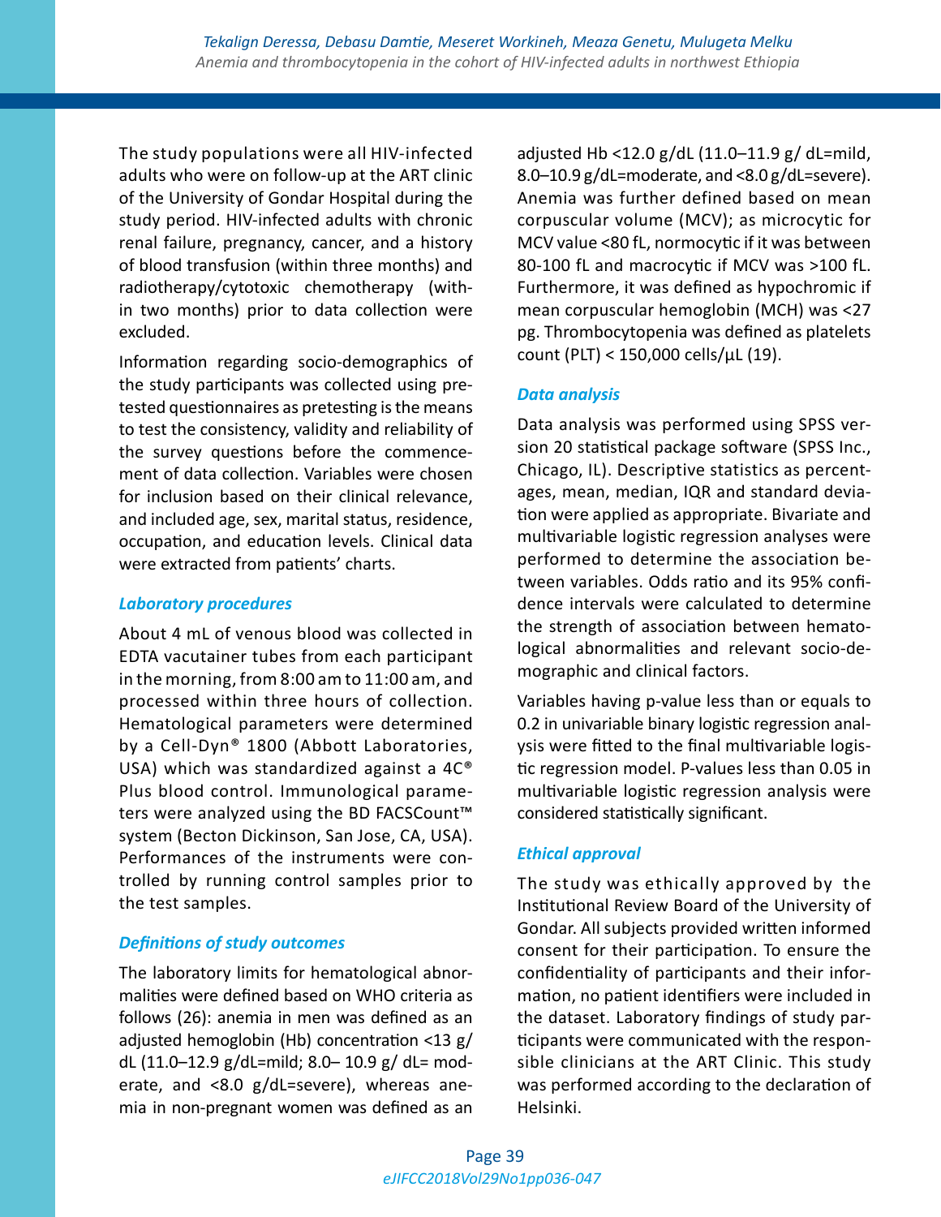The study populations were all HIV-infected adults who were on follow-up at the ART clinic of the University of Gondar Hospital during the study period. HIV-infected adults with chronic renal failure, pregnancy, cancer, and a history of blood transfusion (within three months) and radiotherapy/cytotoxic chemotherapy (within two months) prior to data collection were excluded.

Information regarding socio-demographics of the study participants was collected using pretested questionnaires as pretesting is the means to test the consistency, validity and reliability of the survey questions before the commencement of data collection. Variables were chosen for inclusion based on their clinical relevance, and included age, sex, marital status, residence, occupation, and education levels. Clinical data were extracted from patients' charts.

### *Laboratory procedures*

About 4 mL of venous blood was collected in EDTA vacutainer tubes from each participant in the morning, from 8:00 am to 11:00 am, and processed within three hours of collection. Hematological parameters were determined by a Cell-Dyn® 1800 (Abbott Laboratories, USA) which was standardized against a 4C® Plus blood control. Immunological parameters were analyzed using the BD FACSCount™ system (Becton Dickinson, San Jose, CA, USA). Performances of the instruments were controlled by running control samples prior to the test samples.

### *Definitions of study outcomes*

The laboratory limits for hematological abnormalities were defined based on WHO criteria as follows (26): anemia in men was defined as an adjusted hemoglobin (Hb) concentration <13 g/dL (11.0–12.9 g/dL=mild; 8.0– 10.9 g/ dL= moderate, and <8.0 g/dL=severe), whereas anemia in non-pregnant women was defined as an adjusted Hb <12.0 g/dL (11.0–11.9 g/ dL=mild, 8.0–10.9 g/dL=moderate, and <8.0 g/dL=severe). Anemia was further defined based on mean corpuscular volume (MCV); as microcytic for MCV value <80 fL, normocytic if it was between 80-100 fL and macrocytic if MCV was >100 fL. Furthermore, it was defined as hypochromic if mean corpuscular hemoglobin (MCH) was <27 pg. Thrombocytopenia was defined as platelets count (PLT) < 150,000 cells/µL (19).

### *Data analysis*

Data analysis was performed using SPSS version 20 statistical package software (SPSS Inc., Chicago, IL). Descriptive statistics as percentages, mean, median, IQR and standard deviation were applied as appropriate. Bivariate and multivariable logistic regression analyses were performed to determine the association between variables. Odds ratio and its 95% confidence intervals were calculated to determine the strength of association between hematological abnormalities and relevant socio-demographic and clinical factors.

Variables having p-value less than or equals to 0.2 in univariable binary logistic regression analysis were fitted to the final multivariable logistic regression model. P-values less than 0.05 in multivariable logistic regression analysis were considered statistically significant.

### *Ethical approval*

The study was ethically approved by the Institutional Review Board of the University of Gondar. All subjects provided written informed consent for their participation. To ensure the confidentiality of participants and their information, no patient identifiers were included in the dataset. Laboratory findings of study participants were communicated with the responsible clinicians at the ART Clinic. This study was performed according to the declaration of Helsinki.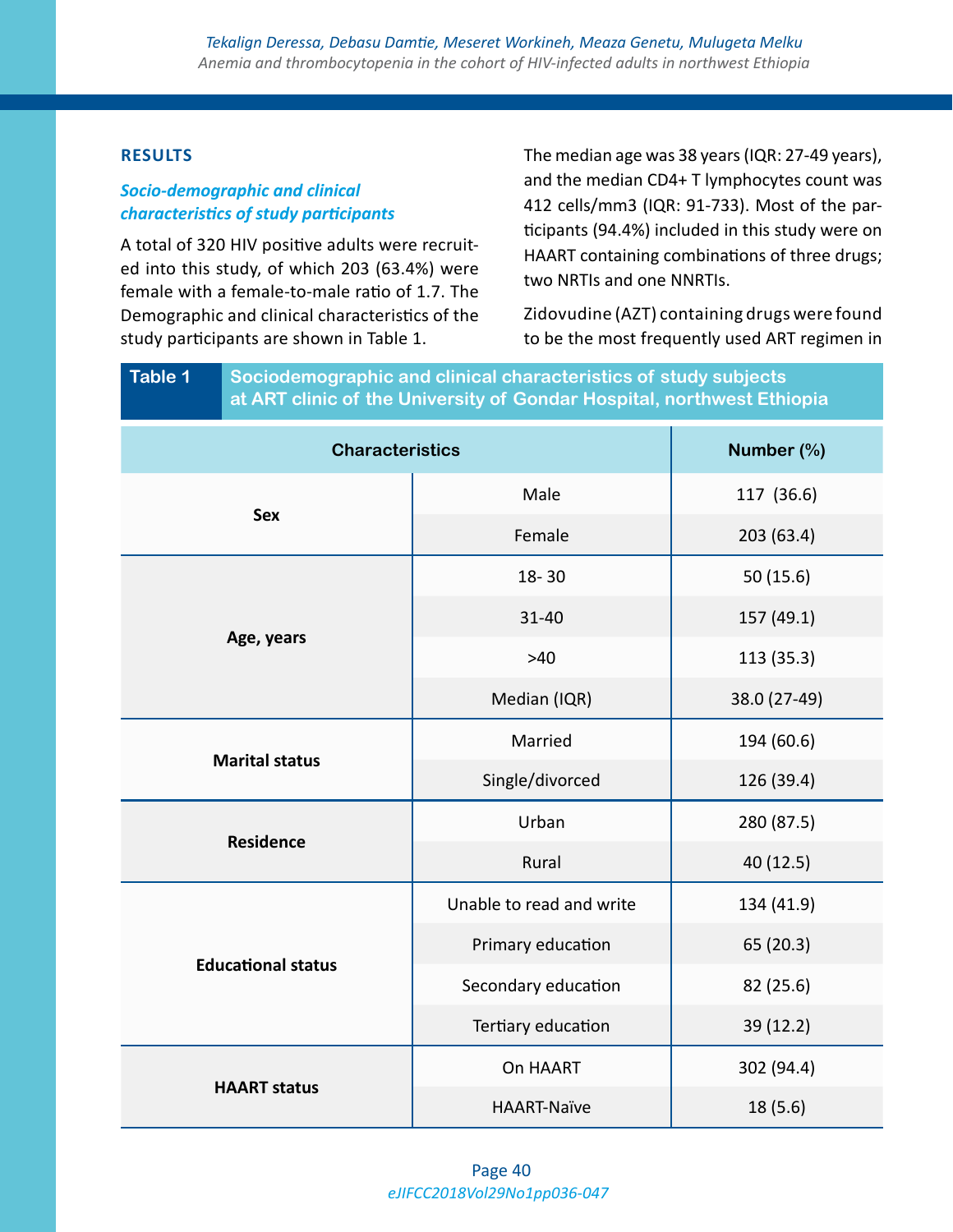## RESULTS

### *Socio-demographic and clinical characteristics of study participants*

A total of 320 HIV positive adults were recruited into this study, of which 203 (63.4%) were female with a female-to-male ratio of 1.7. The Demographic and clinical characteristics of the study participants are shown in Table 1.

The median age was 38 years (IQR: 27-49 years), and the median CD4+ T lymphocytes count was 412 cells/mm3 (IQR: 91-733). Most of the participants (94.4%) included in this study were on HAART containing combinations of three drugs; two NRTIs and one NNRTIs.

Zidovudine (AZT) containing drugs were found to be the most frequently used ART regimen in

**Table 1** Sociodemographic and clinical characteristics of study subjects at ART clinic of the University of Gondar Hospital, northwest Ethiopia

| Characteristics | | Number (%) |
|---|---|---|
| **Sex** | Male | 117 (36.6) |
| | Female | 203 (63.4) |
| **Age, years** | 18- 30 | 50 (15.6) |
| | 31-40 | 157 (49.1) |
| | >40 | 113 (35.3) |
| | Median (IQR) | 38.0 (27-49) |
| **Marital status** | Married | 194 (60.6) |
| | Single/divorced | 126 (39.4) |
| **Residence** | Urban | 280 (87.5) |
| | Rural | 40 (12.5) |
| **Educational status** | Unable to read and write | 134 (41.9) |
| | Primary education | 65 (20.3) |
| | Secondary education | 82 (25.6) |
| | Tertiary education | 39 (12.2) |
| **HAART status** | On HAART | 302 (94.4) |
| | HAART-Naïve | 18 (5.6) |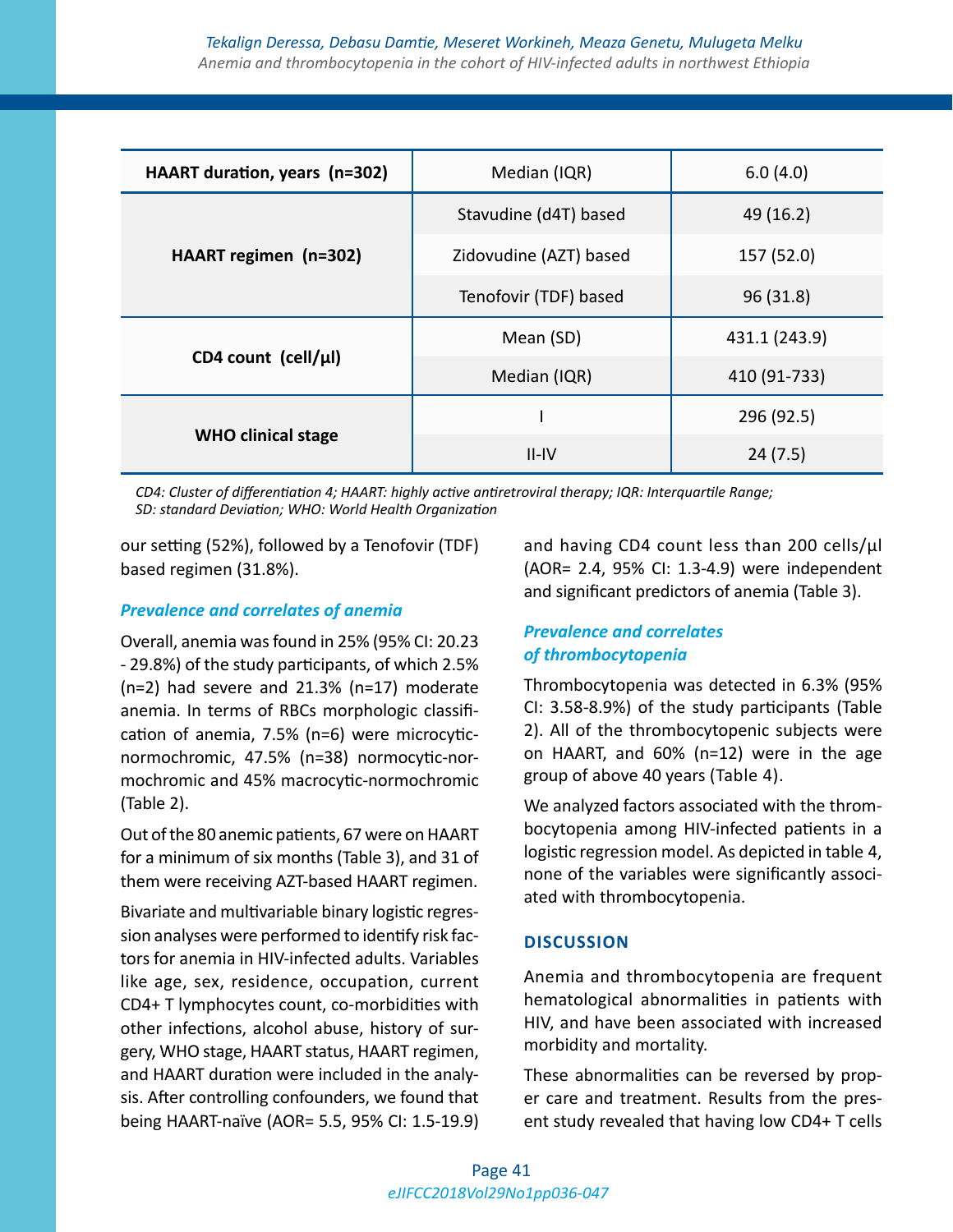| HAART duration, years (n=302) | Median (IQR) | 6.0 (4.0) |
|---|---|---|
| HAART regimen (n=302) | Stavudine (d4T) based | 49 (16.2) |
| | Zidovudine (AZT) based | 157 (52.0) |
| | Tenofovir (TDF) based | 96 (31.8) |
| CD4 count (cell/µl) | Mean (SD) | 431.1 (243.9) |
| | Median (IQR) | 410 (91-733) |
| WHO clinical stage | I | 296 (92.5) |
| | II-IV | 24 (7.5) |

*CD4: Cluster of differentiation 4; HAART: highly active antiretroviral therapy; IQR: Interquartile Range; SD: standard Deviation; WHO: World Health Organization*

our setting (52%), followed by a Tenofovir (TDF) based regimen (31.8%).

### *Prevalence and correlates of anemia*

Overall, anemia was found in 25% (95% CI: 20.23 - 29.8%) of the study participants, of which 2.5% (n=2) had severe and 21.3% (n=17) moderate anemia. In terms of RBCs morphologic classification of anemia, 7.5% (n=6) were microcytic-normochromic, 47.5% (n=38) normocytic-normochromic and 45% macrocytic-normochromic (Table 2).

Out of the 80 anemic patients, 67 were on HAART for a minimum of six months (Table 3), and 31 of them were receiving AZT-based HAART regimen.

Bivariate and multivariable binary logistic regression analyses were performed to identify risk factors for anemia in HIV-infected adults. Variables like age, sex, residence, occupation, current CD4+ T lymphocytes count, co-morbidities with other infections, alcohol abuse, history of surgery, WHO stage, HAART status, HAART regimen, and HAART duration were included in the analysis. After controlling confounders, we found that being HAART-naïve (AOR= 5.5, 95% CI: 1.5-19.9) and having CD4 count less than 200 cells/µl (AOR= 2.4, 95% CI: 1.3-4.9) were independent and significant predictors of anemia (Table 3).

### *Prevalence and correlates of thrombocytopenia*

Thrombocytopenia was detected in 6.3% (95% CI: 3.58-8.9%) of the study participants (Table 2). All of the thrombocytopenic subjects were on HAART, and 60% (n=12) were in the age group of above 40 years (Table 4).

We analyzed factors associated with the thrombocytopenia among HIV-infected patients in a logistic regression model. As depicted in table 4, none of the variables were significantly associated with thrombocytopenia.

## DISCUSSION

Anemia and thrombocytopenia are frequent hematological abnormalities in patients with HIV, and have been associated with increased morbidity and mortality.

These abnormalities can be reversed by proper care and treatment. Results from the present study revealed that having low CD4+ T cells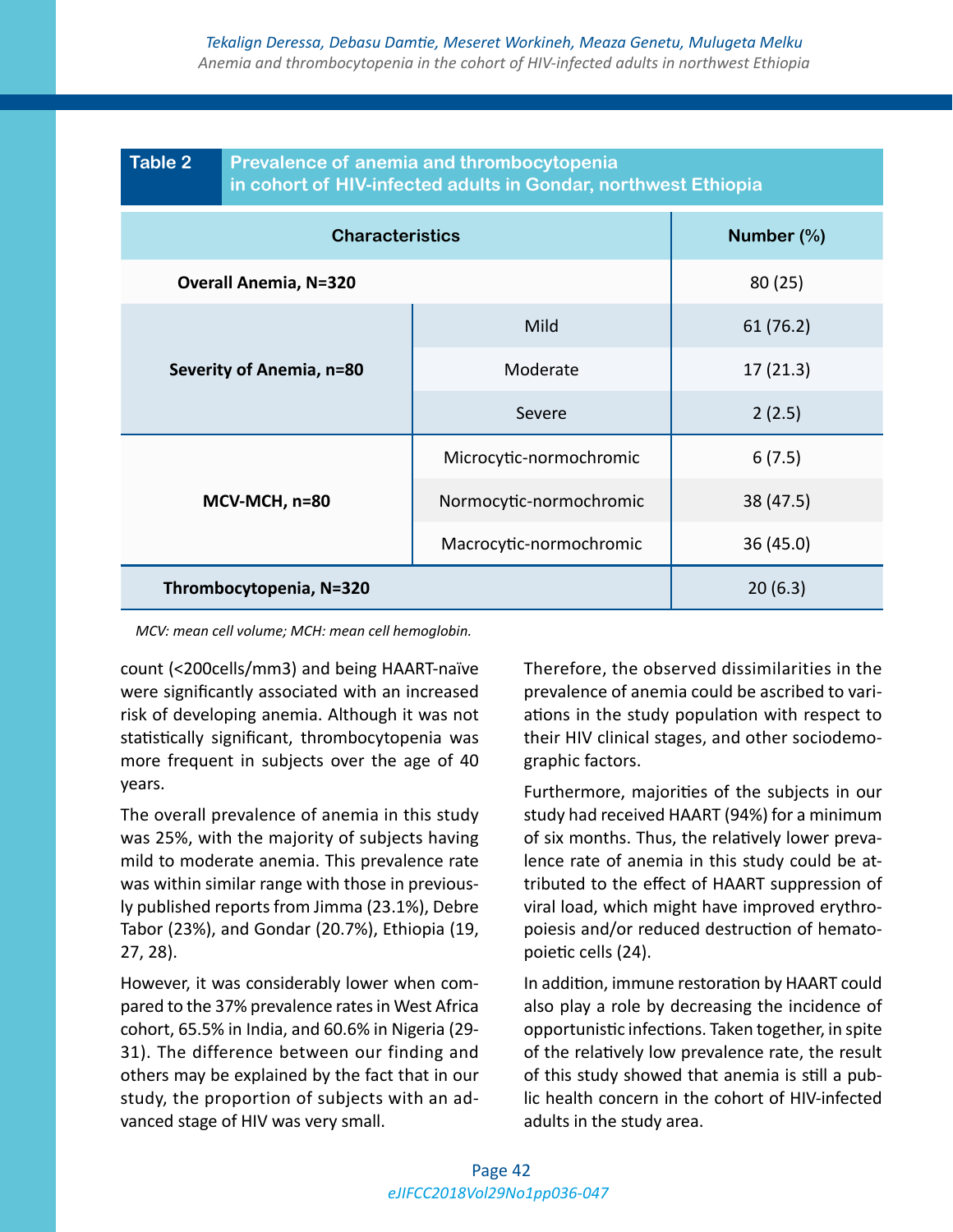**Table 2** Prevalence of anemia and thrombocytopenia in cohort of HIV-infected adults in Gondar, northwest Ethiopia

| Characteristics | | Number (%) |
|---|---|---|
| **Overall Anemia, N=320** | | 80 (25) |
| **Severity of Anemia, n=80** | Mild | 61 (76.2) |
| | Moderate | 17 (21.3) |
| | Severe | 2 (2.5) |
| **MCV-MCH, n=80** | Microcytic-normochromic | 6 (7.5) |
| | Normocytic-normochromic | 38 (47.5) |
| | Macrocytic-normochromic | 36 (45.0) |
| **Thrombocytopenia, N=320** | | 20 (6.3) |

*MCV: mean cell volume; MCH: mean cell hemoglobin.*

count (<200cells/mm3) and being HAART-naïve were significantly associated with an increased risk of developing anemia. Although it was not statistically significant, thrombocytopenia was more frequent in subjects over the age of 40 years.

The overall prevalence of anemia in this study was 25%, with the majority of subjects having mild to moderate anemia. This prevalence rate was within similar range with those in previously published reports from Jimma (23.1%), Debre Tabor (23%), and Gondar (20.7%), Ethiopia (19, 27, 28).

However, it was considerably lower when compared to the 37% prevalence rates in West Africa cohort, 65.5% in India, and 60.6% in Nigeria (29-31). The difference between our finding and others may be explained by the fact that in our study, the proportion of subjects with an advanced stage of HIV was very small.

Therefore, the observed dissimilarities in the prevalence of anemia could be ascribed to variations in the study population with respect to their HIV clinical stages, and other sociodemographic factors.

Furthermore, majorities of the subjects in our study had received HAART (94%) for a minimum of six months. Thus, the relatively lower prevalence rate of anemia in this study could be attributed to the effect of HAART suppression of viral load, which might have improved erythropoiesis and/or reduced destruction of hematopoietic cells (24).

In addition, immune restoration by HAART could also play a role by decreasing the incidence of opportunistic infections. Taken together, in spite of the relatively low prevalence rate, the result of this study showed that anemia is still a public health concern in the cohort of HIV-infected adults in the study area.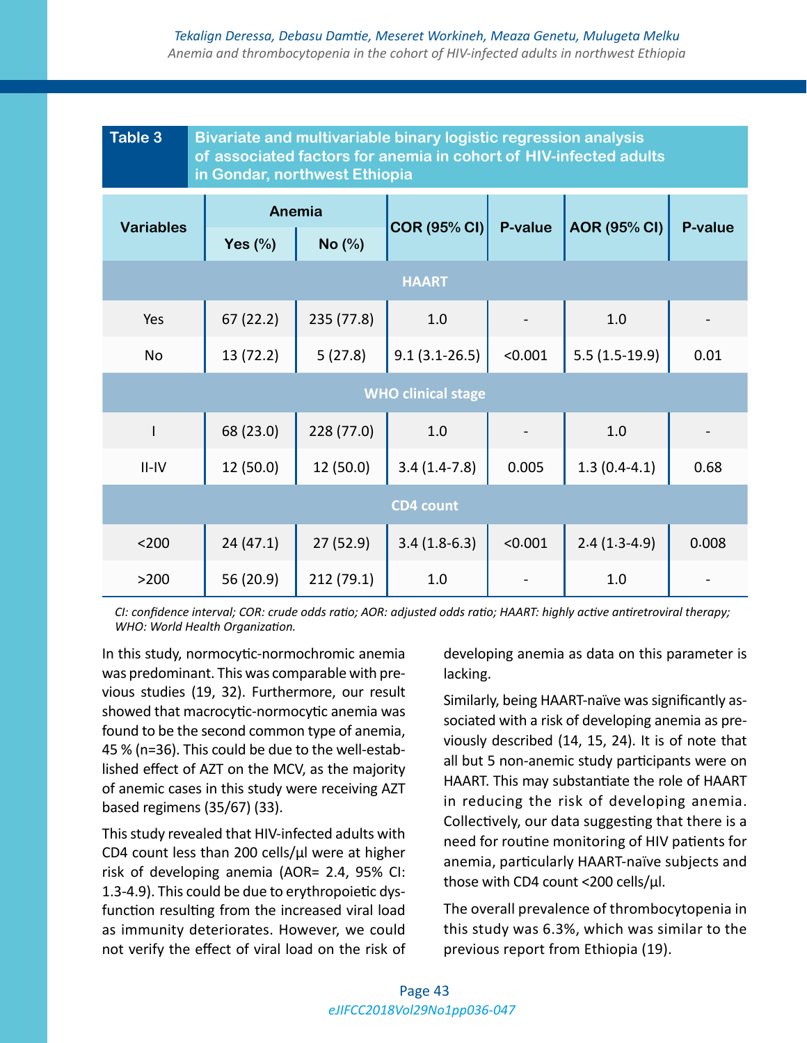**Table 3** Bivariate and multivariable binary logistic regression analysis of associated factors for anemia in cohort of HIV-infected adults in Gondar, northwest Ethiopia

| Variables | Anemia | | COR (95% CI) | P-value | AOR (95% CI) | P-value |
|---|---|---|---|---|---|---|
| | Yes (%) | No (%) | | | | |
| **HAART** | | | | | | |
| Yes | 67 (22.2) | 235 (77.8) | 1.0 | - | 1.0 | - |
| No | 13 (72.2) | 5 (27.8) | 9.1 (3.1-26.5) | <0.001 | 5.5 (1.5-19.9) | 0.01 |
| **WHO clinical stage** | | | | | | |
| I | 68 (23.0) | 228 (77.0) | 1.0 | - | 1.0 | - |
| II-IV | 12 (50.0) | 12 (50.0) | 3.4 (1.4-7.8) | 0.005 | 1.3 (0.4-4.1) | 0.68 |
| **CD4 count** | | | | | | |
| <200 | 24 (47.1) | 27 (52.9) | 3.4 (1.8-6.3) | <0.001 | 2.4 (1.3-4.9) | 0.008 |
| >200 | 56 (20.9) | 212 (79.1) | 1.0 | - | 1.0 | - |

*CI: confidence interval; COR: crude odds ratio; AOR: adjusted odds ratio; HAART: highly active antiretroviral therapy; WHO: World Health Organization.*

In this study, normocytic-normochromic anemia was predominant. This was comparable with previous studies (19, 32). Furthermore, our result showed that macrocytic-normocytic anemia was found to be the second common type of anemia, 45 % (n=36). This could be due to the well-established effect of AZT on the MCV, as the majority of anemic cases in this study were receiving AZT based regimens (35/67) (33).

This study revealed that HIV-infected adults with CD4 count less than 200 cells/µl were at higher risk of developing anemia (AOR= 2.4, 95% CI: 1.3-4.9). This could be due to erythropoietic dysfunction resulting from the increased viral load as immunity deteriorates. However, we could not verify the effect of viral load on the risk of developing anemia as data on this parameter is lacking.

Similarly, being HAART-naïve was significantly associated with a risk of developing anemia as previously described (14, 15, 24). It is of note that all but 5 non-anemic study participants were on HAART. This may substantiate the role of HAART in reducing the risk of developing anemia. Collectively, our data suggesting that there is a need for routine monitoring of HIV patients for anemia, particularly HAART-naïve subjects and those with CD4 count <200 cells/µl.

The overall prevalence of thrombocytopenia in this study was 6.3%, which was similar to the previous report from Ethiopia (19).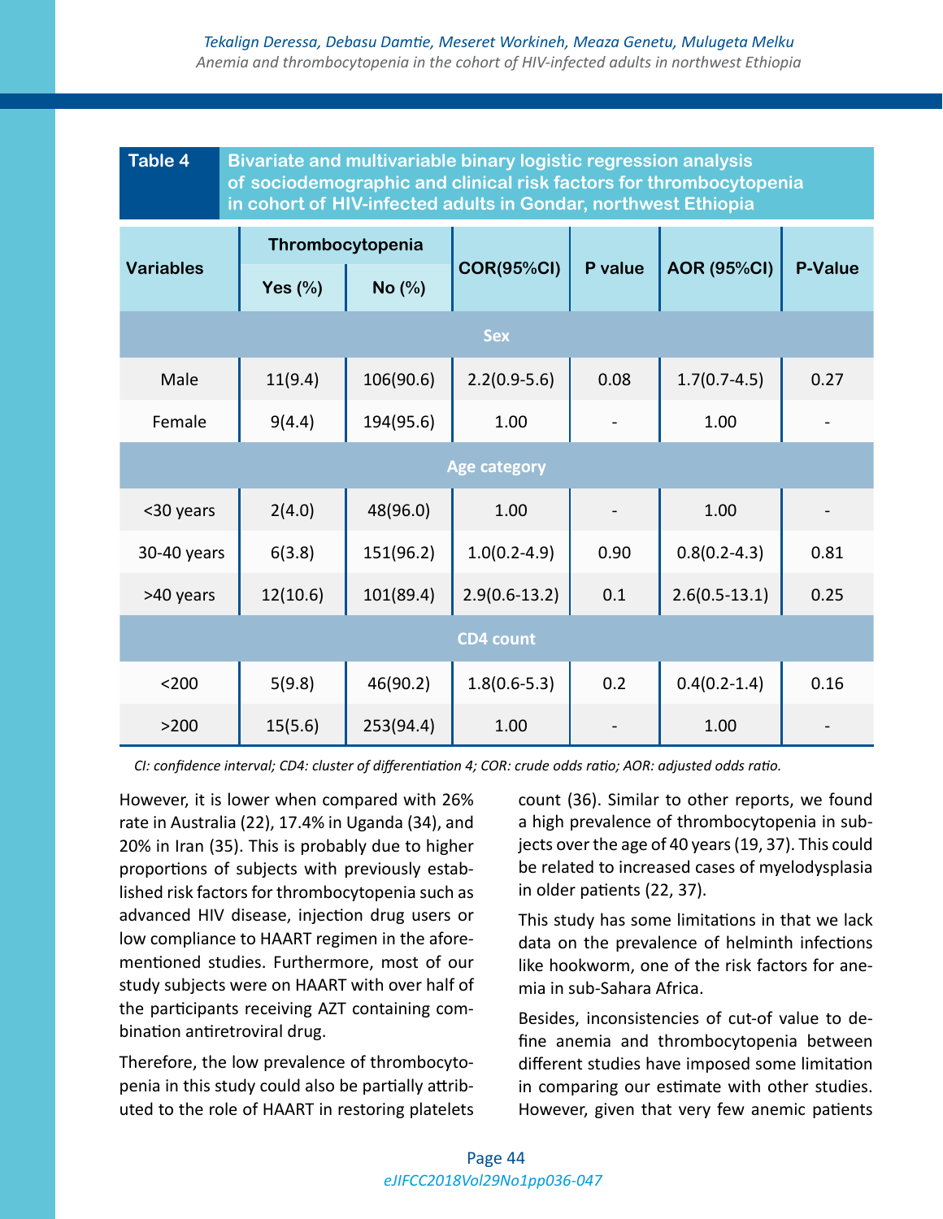**Table 4** Bivariate and multivariable binary logistic regression analysis of sociodemographic and clinical risk factors for thrombocytopenia in cohort of HIV-infected adults in Gondar, northwest Ethiopia

| Variables | Thrombocytopenia | | COR(95%CI) | P value | AOR (95%CI) | P-Value |
|---|---|---|---|---|---|---|
| | Yes (%) | No (%) | | | | |
| **Sex** | | | | | | |
| Male | 11(9.4) | 106(90.6) | 2.2(0.9-5.6) | 0.08 | 1.7(0.7-4.5) | 0.27 |
| Female | 9(4.4) | 194(95.6) | 1.00 | - | 1.00 | - |
| **Age category** | | | | | | |
| <30 years | 2(4.0) | 48(96.0) | 1.00 | - | 1.00 | - |
| 30-40 years | 6(3.8) | 151(96.2) | 1.0(0.2-4.9) | 0.90 | 0.8(0.2-4.3) | 0.81 |
| >40 years | 12(10.6) | 101(89.4) | 2.9(0.6-13.2) | 0.1 | 2.6(0.5-13.1) | 0.25 |
| **CD4 count** | | | | | | |
| <200 | 5(9.8) | 46(90.2) | 1.8(0.6-5.3) | 0.2 | 0.4(0.2-1.4) | 0.16 |
| >200 | 15(5.6) | 253(94.4) | 1.00 | - | 1.00 | - |

*CI: confidence interval; CD4: cluster of differentiation 4; COR: crude odds ratio; AOR: adjusted odds ratio.*

However, it is lower when compared with 26% rate in Australia (22), 17.4% in Uganda (34), and 20% in Iran (35). This is probably due to higher proportions of subjects with previously established risk factors for thrombocytopenia such as advanced HIV disease, injection drug users or low compliance to HAART regimen in the aforementioned studies. Furthermore, most of our study subjects were on HAART with over half of the participants receiving AZT containing combination antiretroviral drug.

Therefore, the low prevalence of thrombocytopenia in this study could also be partially attributed to the role of HAART in restoring platelets count (36). Similar to other reports, we found a high prevalence of thrombocytopenia in subjects over the age of 40 years (19, 37). This could be related to increased cases of myelodysplasia in older patients (22, 37).

This study has some limitations in that we lack data on the prevalence of helminth infections like hookworm, one of the risk factors for anemia in sub-Sahara Africa.

Besides, inconsistencies of cut-of value to define anemia and thrombocytopenia between different studies have imposed some limitation in comparing our estimate with other studies. However, given that very few anemic patients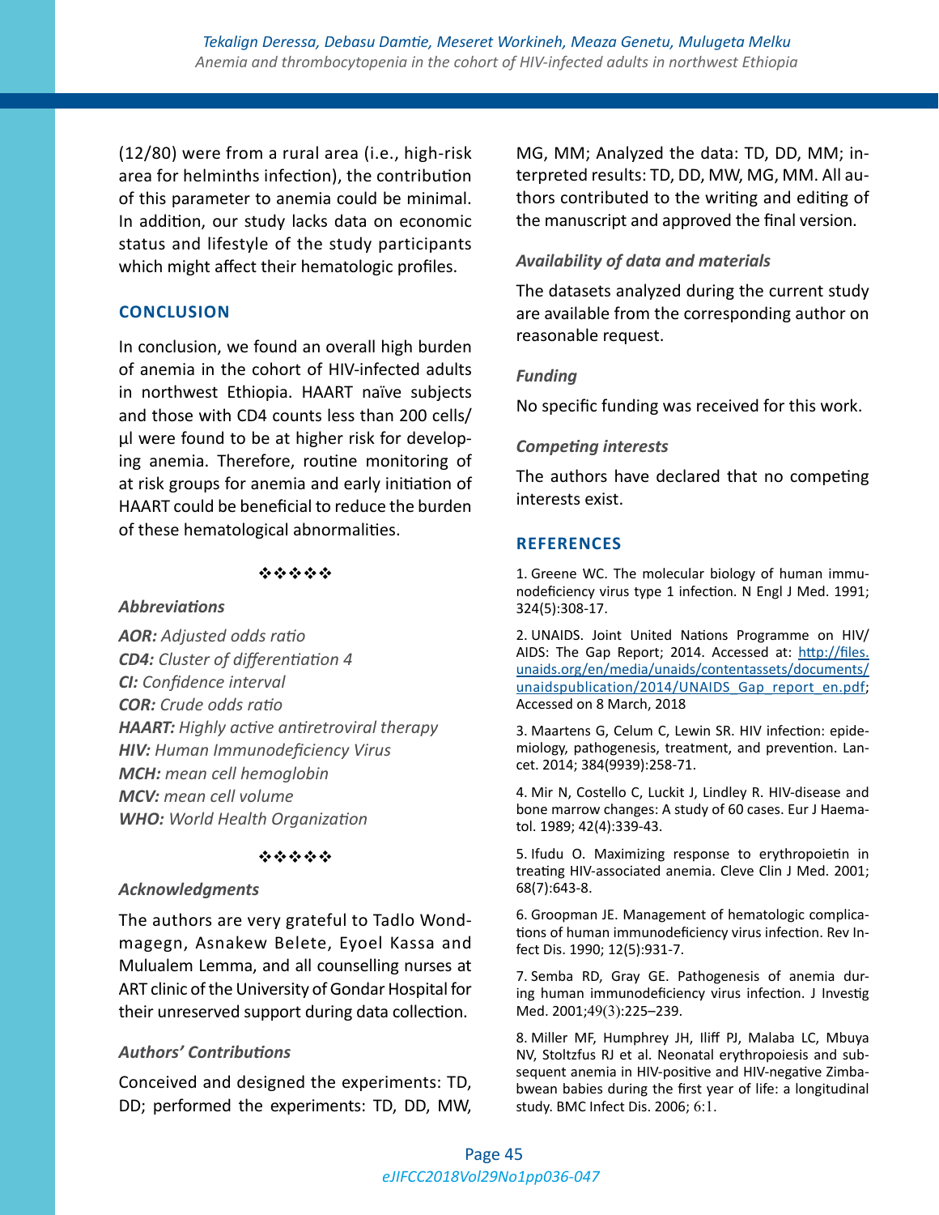(12/80) were from a rural area (i.e., high-risk area for helminths infection), the contribution of this parameter to anemia could be minimal. In addition, our study lacks data on economic status and lifestyle of the study participants which might affect their hematologic profiles.

## CONCLUSION

In conclusion, we found an overall high burden of anemia in the cohort of HIV-infected adults in northwest Ethiopia. HAART naïve subjects and those with CD4 counts less than 200 cells/µl were found to be at higher risk for developing anemia. Therefore, routine monitoring of at risk groups for anemia and early initiation of HAART could be beneficial to reduce the burden of these hematological abnormalities.

❖❖❖❖❖

### *Abbreviations*

***AOR:*** *Adjusted odds ratio*
***CD4:*** *Cluster of differentiation 4*
***CI:*** *Confidence interval*
***COR:*** *Crude odds ratio*
***HAART:*** *Highly active antiretroviral therapy*
***HIV:*** *Human Immunodeficiency Virus*
***MCH:*** *mean cell hemoglobin*
***MCV:*** *mean cell volume*
***WHO:*** *World Health Organization*

❖❖❖❖❖

### *Acknowledgments*

The authors are very grateful to Tadlo Wondmagegn, Asnakew Belete, Eyoel Kassa and Mulualem Lemma, and all counselling nurses at ART clinic of the University of Gondar Hospital for their unreserved support during data collection.

### *Authors' Contributions*

Conceived and designed the experiments: TD, DD; performed the experiments: TD, DD, MW, MG, MM; Analyzed the data: TD, DD, MM; interpreted results: TD, DD, MW, MG, MM. All authors contributed to the writing and editing of the manuscript and approved the final version.

### *Availability of data and materials*

The datasets analyzed during the current study are available from the corresponding author on reasonable request.

### *Funding*

No specific funding was received for this work.

### *Competing interests*

The authors have declared that no competing interests exist.

## REFERENCES

1. Greene WC. The molecular biology of human immunodeficiency virus type 1 infection. N Engl J Med. 1991; 324(5):308-17.

2. UNAIDS. Joint United Nations Programme on HIV/AIDS: The Gap Report; 2014. Accessed at: http://files.unaids.org/en/media/unaids/contentassets/documents/unaidspublication/2014/UNAIDS_Gap_report_en.pdf; Accessed on 8 March, 2018

3. Maartens G, Celum C, Lewin SR. HIV infection: epidemiology, pathogenesis, treatment, and prevention. Lancet. 2014; 384(9939):258-71.

4. Mir N, Costello C, Luckit J, Lindley R. HIV-disease and bone marrow changes: A study of 60 cases. Eur J Haematol. 1989; 42(4):339-43.

5. Ifudu O. Maximizing response to erythropoietin in treating HIV-associated anemia. Cleve Clin J Med. 2001; 68(7):643-8.

6. Groopman JE. Management of hematologic complications of human immunodeficiency virus infection. Rev Infect Dis. 1990; 12(5):931-7.

7. Semba RD, Gray GE. Pathogenesis of anemia during human immunodeficiency virus infection. J Investig Med. 2001;49(3):225–239.

8. Miller MF, Humphrey JH, Iliff PJ, Malaba LC, Mbuya NV, Stoltzfus RJ et al. Neonatal erythropoiesis and subsequent anemia in HIV-positive and HIV-negative Zimbabwean babies during the first year of life: a longitudinal study. BMC Infect Dis. 2006; 6:1.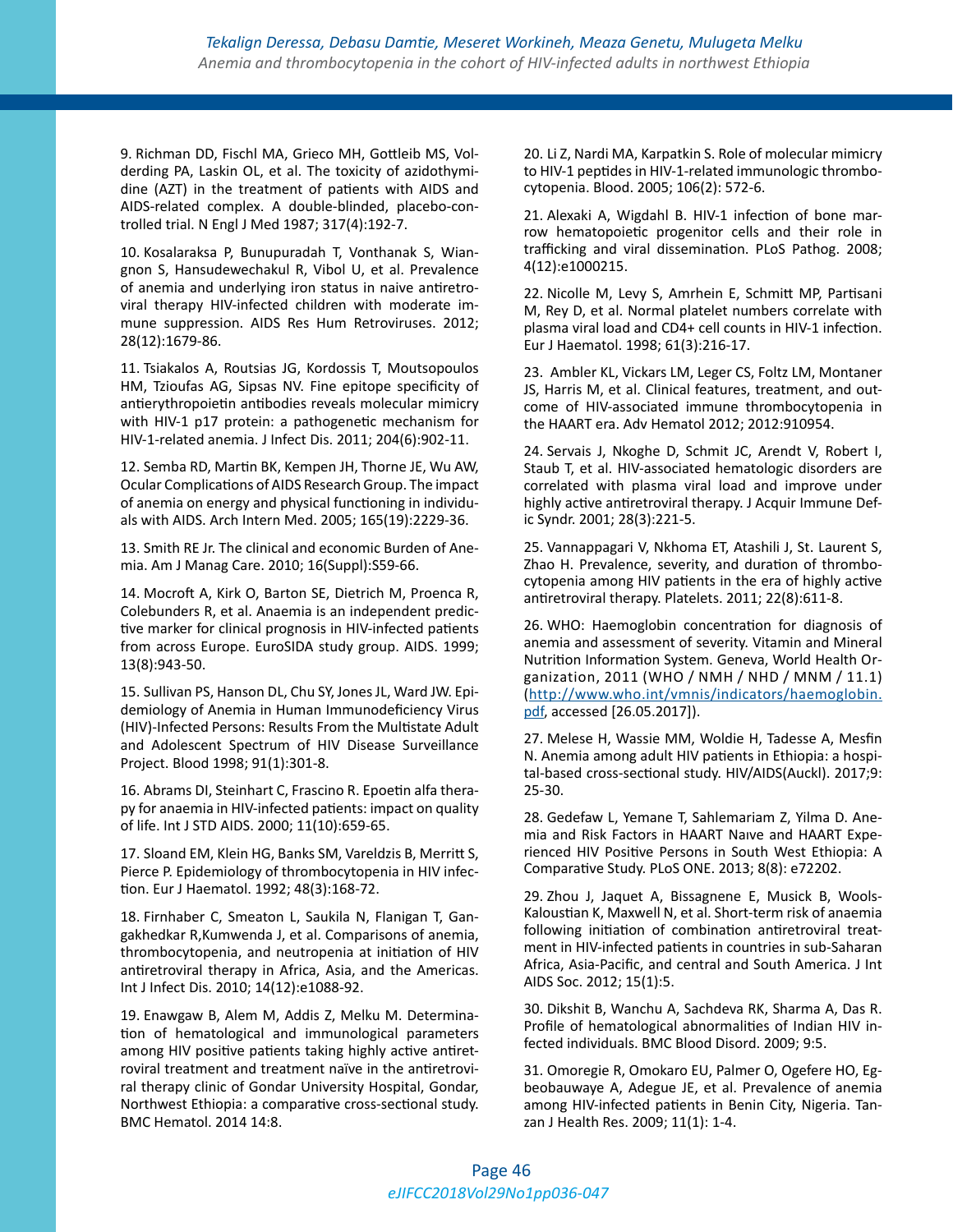9. Richman DD, Fischl MA, Grieco MH, Gottlieb MS, Volderding PA, Laskin OL, et al. The toxicity of azidothymidine (AZT) in the treatment of patients with AIDS and AIDS-related complex. A double-blinded, placebo-controlled trial. N Engl J Med 1987; 317(4):192-7.

10. Kosalaraksa P, Bunupuradah T, Vonthanak S, Wiangnon S, Hansudewechakul R, Vibol U, et al. Prevalence of anemia and underlying iron status in naive antiretroviral therapy HIV-infected children with moderate immune suppression. AIDS Res Hum Retroviruses. 2012; 28(12):1679-86.

11. Tsiakalos A, Routsias JG, Kordossis T, Moutsopoulos HM, Tzioufas AG, Sipsas NV. Fine epitope specificity of antierythropoietin antibodies reveals molecular mimicry with HIV-1 p17 protein: a pathogenetic mechanism for HIV-1-related anemia. J Infect Dis. 2011; 204(6):902-11.

12. Semba RD, Martin BK, Kempen JH, Thorne JE, Wu AW, Ocular Complications of AIDS Research Group. The impact of anemia on energy and physical functioning in individuals with AIDS. Arch Intern Med. 2005; 165(19):2229-36.

13. Smith RE Jr. The clinical and economic Burden of Anemia. Am J Manag Care. 2010; 16(Suppl):S59-66.

14. Mocroft A, Kirk O, Barton SE, Dietrich M, Proenca R, Colebunders R, et al. Anaemia is an independent predictive marker for clinical prognosis in HIV-infected patients from across Europe. EuroSIDA study group. AIDS. 1999; 13(8):943-50.

15. Sullivan PS, Hanson DL, Chu SY, Jones JL, Ward JW. Epidemiology of Anemia in Human Immunodeficiency Virus (HIV)-Infected Persons: Results From the Multistate Adult and Adolescent Spectrum of HIV Disease Surveillance Project. Blood 1998; 91(1):301-8.

16. Abrams DI, Steinhart C, Frascino R. Epoetin alfa therapy for anaemia in HIV-infected patients: impact on quality of life. Int J STD AIDS. 2000; 11(10):659-65.

17. Sloand EM, Klein HG, Banks SM, Vareldzis B, Merritt S, Pierce P. Epidemiology of thrombocytopenia in HIV infection. Eur J Haematol. 1992; 48(3):168-72.

18. Firnhaber C, Smeaton L, Saukila N, Flanigan T, Gangakhedkar R,Kumwenda J, et al. Comparisons of anemia, thrombocytopenia, and neutropenia at initiation of HIV antiretroviral therapy in Africa, Asia, and the Americas. Int J Infect Dis. 2010; 14(12):e1088-92.

19. Enawgaw B, Alem M, Addis Z, Melku M. Determination of hematological and immunological parameters among HIV positive patients taking highly active antiretroviral treatment and treatment naïve in the antiretroviral therapy clinic of Gondar University Hospital, Gondar, Northwest Ethiopia: a comparative cross-sectional study. BMC Hematol. 2014 14:8.

20. Li Z, Nardi MA, Karpatkin S. Role of molecular mimicry to HIV-1 peptides in HIV-1-related immunologic thrombocytopenia. Blood. 2005; 106(2): 572-6.

21. Alexaki A, Wigdahl B. HIV-1 infection of bone marrow hematopoietic progenitor cells and their role in trafficking and viral dissemination. PLoS Pathog. 2008; 4(12):e1000215.

22. Nicolle M, Levy S, Amrhein E, Schmitt MP, Partisani M, Rey D, et al. Normal platelet numbers correlate with plasma viral load and CD4+ cell counts in HIV-1 infection. Eur J Haematol. 1998; 61(3):216-17.

23. Ambler KL, Vickars LM, Leger CS, Foltz LM, Montaner JS, Harris M, et al. Clinical features, treatment, and outcome of HIV-associated immune thrombocytopenia in the HAART era. Adv Hematol 2012; 2012:910954.

24. Servais J, Nkoghe D, Schmit JC, Arendt V, Robert I, Staub T, et al. HIV-associated hematologic disorders are correlated with plasma viral load and improve under highly active antiretroviral therapy. J Acquir Immune Defic Syndr. 2001; 28(3):221-5.

25. Vannappagari V, Nkhoma ET, Atashili J, St. Laurent S, Zhao H. Prevalence, severity, and duration of thrombocytopenia among HIV patients in the era of highly active antiretroviral therapy. Platelets. 2011; 22(8):611-8.

26. WHO: Haemoglobin concentration for diagnosis of anemia and assessment of severity. Vitamin and Mineral Nutrition Information System. Geneva, World Health Organization, 2011 (WHO / NMH / NHD / MNM / 11.1) (http://www.who.int/vmnis/indicators/haemoglobin.pdf, accessed [26.05.2017]).

27. Melese H, Wassie MM, Woldie H, Tadesse A, Mesfin N. Anemia among adult HIV patients in Ethiopia: a hospital-based cross-sectional study. HIV/AIDS(Auckl). 2017;9: 25-30.

28. Gedefaw L, Yemane T, Sahlemariam Z, Yilma D. Anemia and Risk Factors in HAART Naïve and HAART Experienced HIV Positive Persons in South West Ethiopia: A Comparative Study. PLoS ONE. 2013; 8(8): e72202.

29. Zhou J, Jaquet A, Bissagnene E, Musick B, Wools-Kaloustian K, Maxwell N, et al. Short-term risk of anaemia following initiation of combination antiretroviral treatment in HIV-infected patients in countries in sub-Saharan Africa, Asia-Pacific, and central and South America. J Int AIDS Soc. 2012; 15(1):5.

30. Dikshit B, Wanchu A, Sachdeva RK, Sharma A, Das R. Profile of hematological abnormalities of Indian HIV infected individuals. BMC Blood Disord. 2009; 9:5.

31. Omoregie R, Omokaro EU, Palmer O, Ogefere HO, Egbeobauwaye A, Adegue JE, et al. Prevalence of anemia among HIV-infected patients in Benin City, Nigeria. Tanzan J Health Res. 2009; 11(1): 1-4.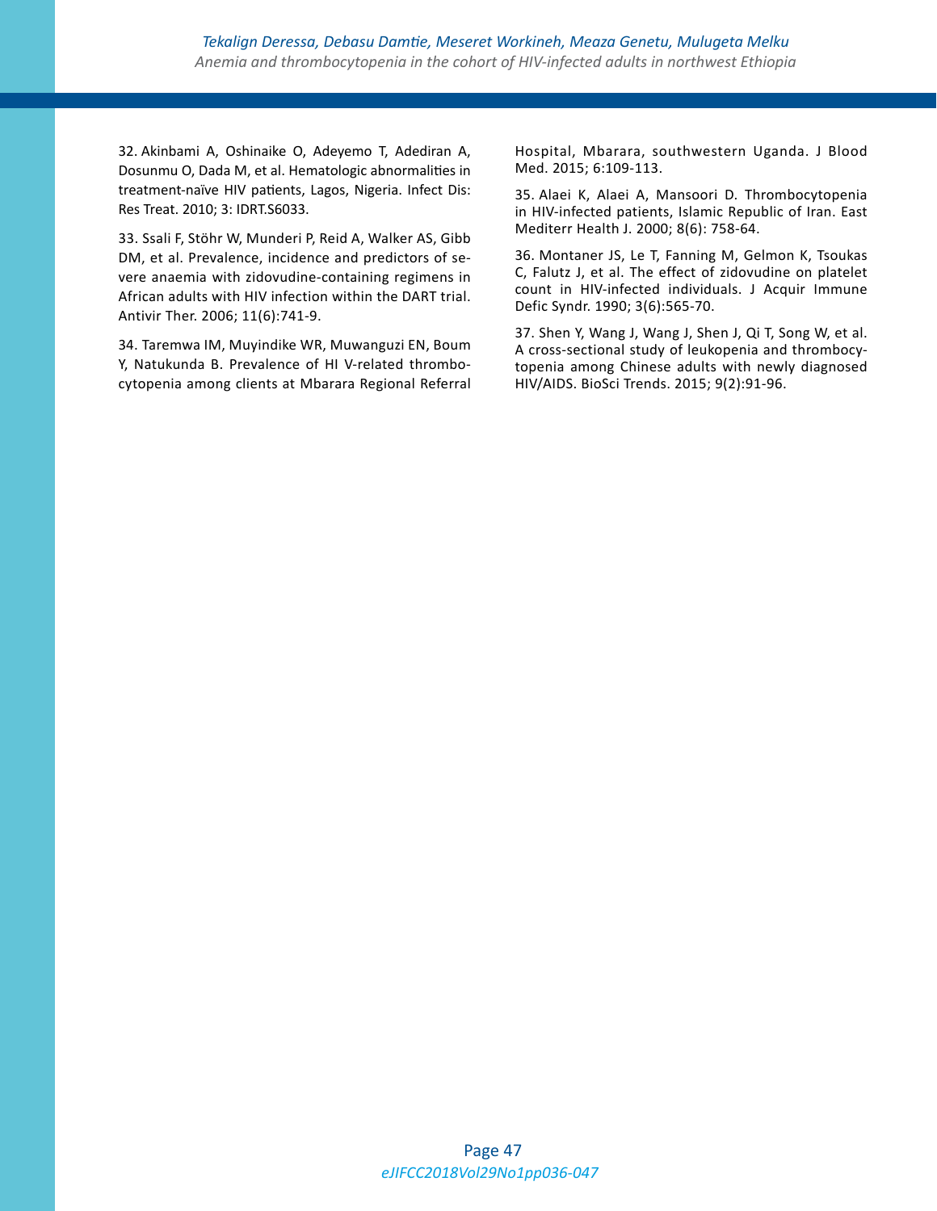32. Akinbami A, Oshinaike O, Adeyemo T, Adediran A, Dosunmu O, Dada M, et al. Hematologic abnormalities in treatment-naïve HIV patients, Lagos, Nigeria. Infect Dis: Res Treat. 2010; 3: IDRT.S6033.

33. Ssali F, Stöhr W, Munderi P, Reid A, Walker AS, Gibb DM, et al. Prevalence, incidence and predictors of severe anaemia with zidovudine-containing regimens in African adults with HIV infection within the DART trial. Antivir Ther. 2006; 11(6):741-9.

34. Taremwa IM, Muyindike WR, Muwanguzi EN, Boum Y, Natukunda B. Prevalence of HI V-related thrombocytopenia among clients at Mbarara Regional Referral Hospital, Mbarara, southwestern Uganda. J Blood Med. 2015; 6:109-113.

35. Alaei K, Alaei A, Mansoori D. Thrombocytopenia in HIV-infected patients, Islamic Republic of Iran. East Mediterr Health J. 2000; 8(6): 758-64.

36. Montaner JS, Le T, Fanning M, Gelmon K, Tsoukas C, Falutz J, et al. The effect of zidovudine on platelet count in HIV-infected individuals. J Acquir Immune Defic Syndr. 1990; 3(6):565-70.

37. Shen Y, Wang J, Wang J, Shen J, Qi T, Song W, et al. A cross-sectional study of leukopenia and thrombocytopenia among Chinese adults with newly diagnosed HIV/AIDS. BioSci Trends. 2015; 9(2):91-96.